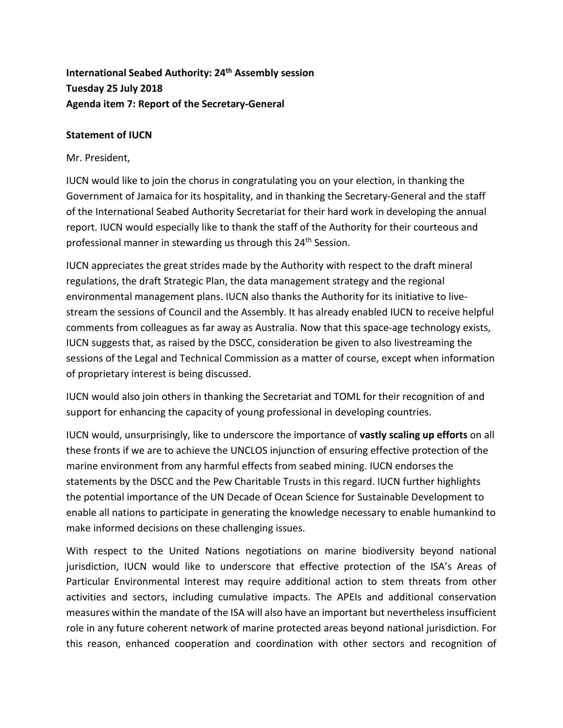**International Seabed Authority: 24th Assembly session**
**Tuesday 25 July 2018**
**Agenda item 7: Report of the Secretary-General**

**Statement of IUCN**

Mr. President,

IUCN would like to join the chorus in congratulating you on your election, in thanking the Government of Jamaica for its hospitality, and in thanking the Secretary-General and the staff of the International Seabed Authority Secretariat for their hard work in developing the annual report. IUCN would especially like to thank the staff of the Authority for their courteous and professional manner in stewarding us through this 24th Session.

IUCN appreciates the great strides made by the Authority with respect to the draft mineral regulations, the draft Strategic Plan, the data management strategy and the regional environmental management plans. IUCN also thanks the Authority for its initiative to live-stream the sessions of Council and the Assembly. It has already enabled IUCN to receive helpful comments from colleagues as far away as Australia. Now that this space-age technology exists, IUCN suggests that, as raised by the DSCC, consideration be given to also livestreaming the sessions of the Legal and Technical Commission as a matter of course, except when information of proprietary interest is being discussed.

IUCN would also join others in thanking the Secretariat and TOML for their recognition of and support for enhancing the capacity of young professional in developing countries.

IUCN would, unsurprisingly, like to underscore the importance of **vastly scaling up efforts** on all these fronts if we are to achieve the UNCLOS injunction of ensuring effective protection of the marine environment from any harmful effects from seabed mining. IUCN endorses the statements by the DSCC and the Pew Charitable Trusts in this regard. IUCN further highlights the potential importance of the UN Decade of Ocean Science for Sustainable Development to enable all nations to participate in generating the knowledge necessary to enable humankind to make informed decisions on these challenging issues.

With respect to the United Nations negotiations on marine biodiversity beyond national jurisdiction, IUCN would like to underscore that effective protection of the ISA's Areas of Particular Environmental Interest may require additional action to stem threats from other activities and sectors, including cumulative impacts. The APEIs and additional conservation measures within the mandate of the ISA will also have an important but nevertheless insufficient role in any future coherent network of marine protected areas beyond national jurisdiction. For this reason, enhanced cooperation and coordination with other sectors and recognition of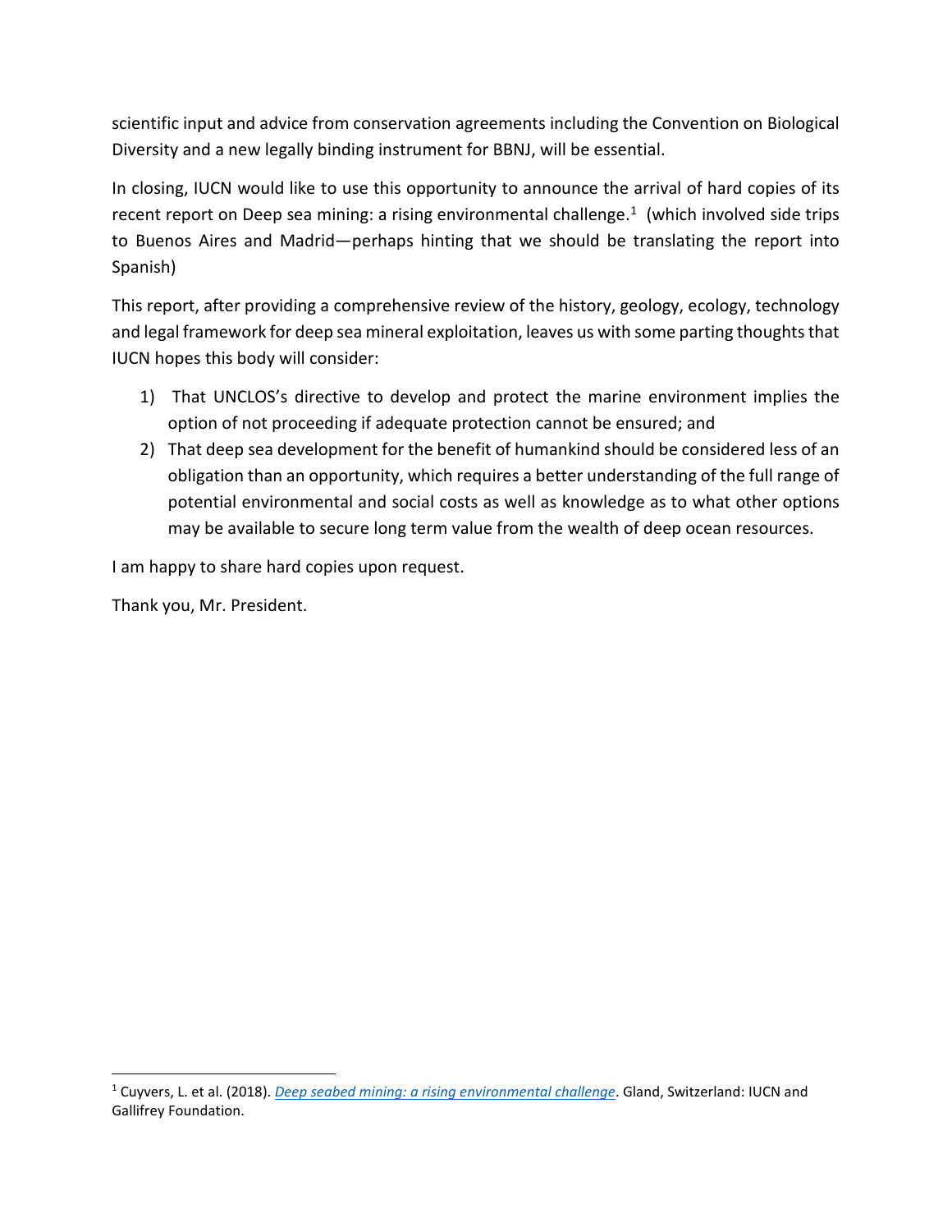scientific input and advice from conservation agreements including the Convention on Biological Diversity and a new legally binding instrument for BBNJ, will be essential.

In closing, IUCN would like to use this opportunity to announce the arrival of hard copies of its recent report on Deep sea mining: a rising environmental challenge.[1] (which involved side trips to Buenos Aires and Madrid—perhaps hinting that we should be translating the report into Spanish)

This report, after providing a comprehensive review of the history, geology, ecology, technology and legal framework for deep sea mineral exploitation, leaves us with some parting thoughts that IUCN hopes this body will consider:

1) That UNCLOS's directive to develop and protect the marine environment implies the option of not proceeding if adequate protection cannot be ensured; and
2) That deep sea development for the benefit of humankind should be considered less of an obligation than an opportunity, which requires a better understanding of the full range of potential environmental and social costs as well as knowledge as to what other options may be available to secure long term value from the wealth of deep ocean resources.

I am happy to share hard copies upon request.

Thank you, Mr. President.

---

[1] Cuyvers, L. et al. (2018). *Deep seabed mining: a rising environmental challenge*. Gland, Switzerland: IUCN and Gallifrey Foundation.